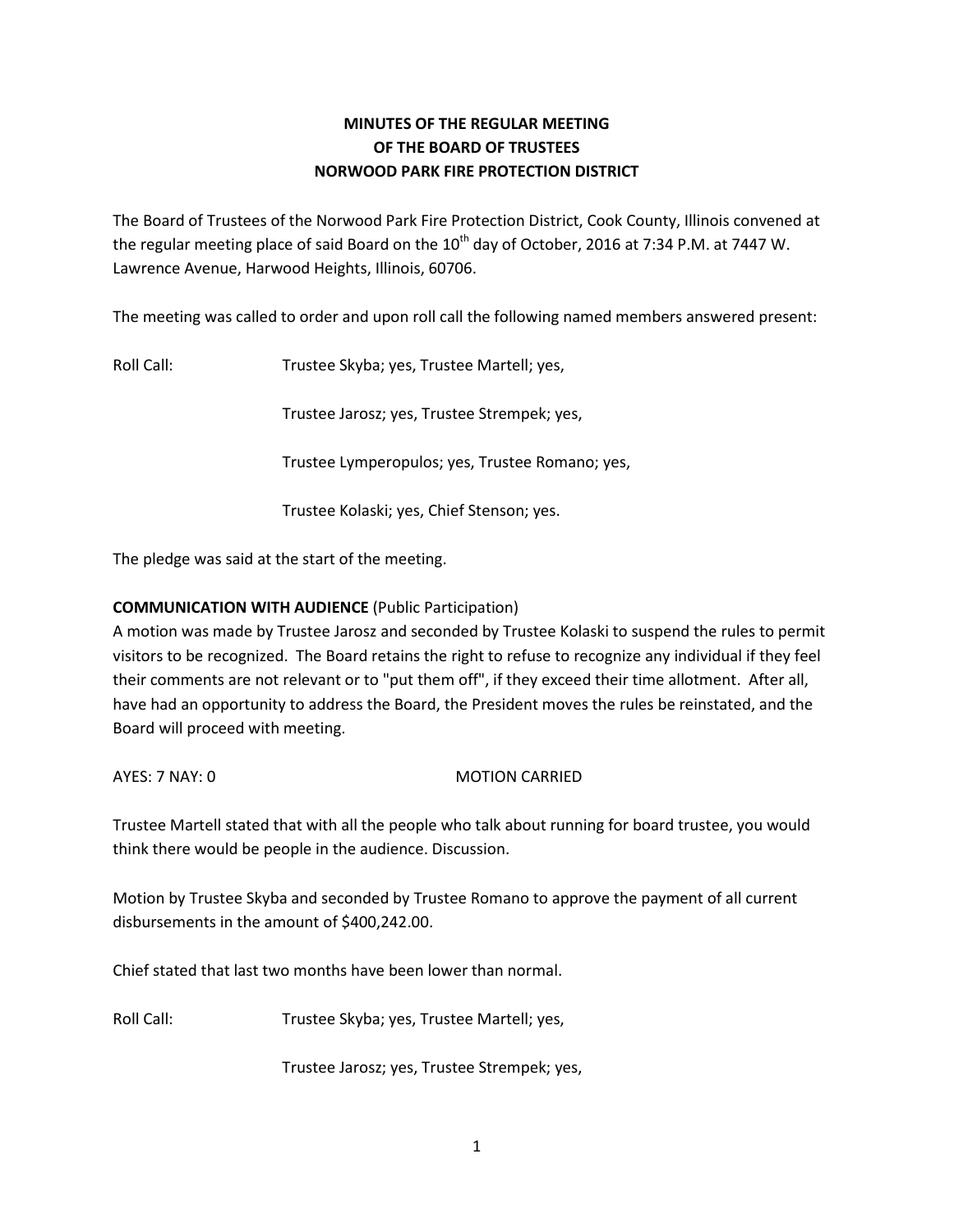**MINUTES OF THE REGULAR MEETING**
**OF THE BOARD OF TRUSTEES**
**NORWOOD PARK FIRE PROTECTION DISTRICT**

The Board of Trustees of the Norwood Park Fire Protection District, Cook County, Illinois convened at the regular meeting place of said Board on the 10th day of October, 2016 at 7:34 P.M. at 7447 W. Lawrence Avenue, Harwood Heights, Illinois, 60706.

The meeting was called to order and upon roll call the following named members answered present:

Roll Call: Trustee Skyba; yes, Trustee Martell; yes,

Trustee Jarosz; yes, Trustee Strempek; yes,

Trustee Lymperopulos; yes, Trustee Romano; yes,

Trustee Kolaski; yes, Chief Stenson; yes.

The pledge was said at the start of the meeting.

**COMMUNICATION WITH AUDIENCE** (Public Participation)

A motion was made by Trustee Jarosz and seconded by Trustee Kolaski to suspend the rules to permit visitors to be recognized. The Board retains the right to refuse to recognize any individual if they feel their comments are not relevant or to "put them off", if they exceed their time allotment. After all, have had an opportunity to address the Board, the President moves the rules be reinstated, and the Board will proceed with meeting.

AYES: 7 NAY: 0 MOTION CARRIED

Trustee Martell stated that with all the people who talk about running for board trustee, you would think there would be people in the audience. Discussion.

Motion by Trustee Skyba and seconded by Trustee Romano to approve the payment of all current disbursements in the amount of $400,242.00.

Chief stated that last two months have been lower than normal.

Roll Call: Trustee Skyba; yes, Trustee Martell; yes,

Trustee Jarosz; yes, Trustee Strempek; yes,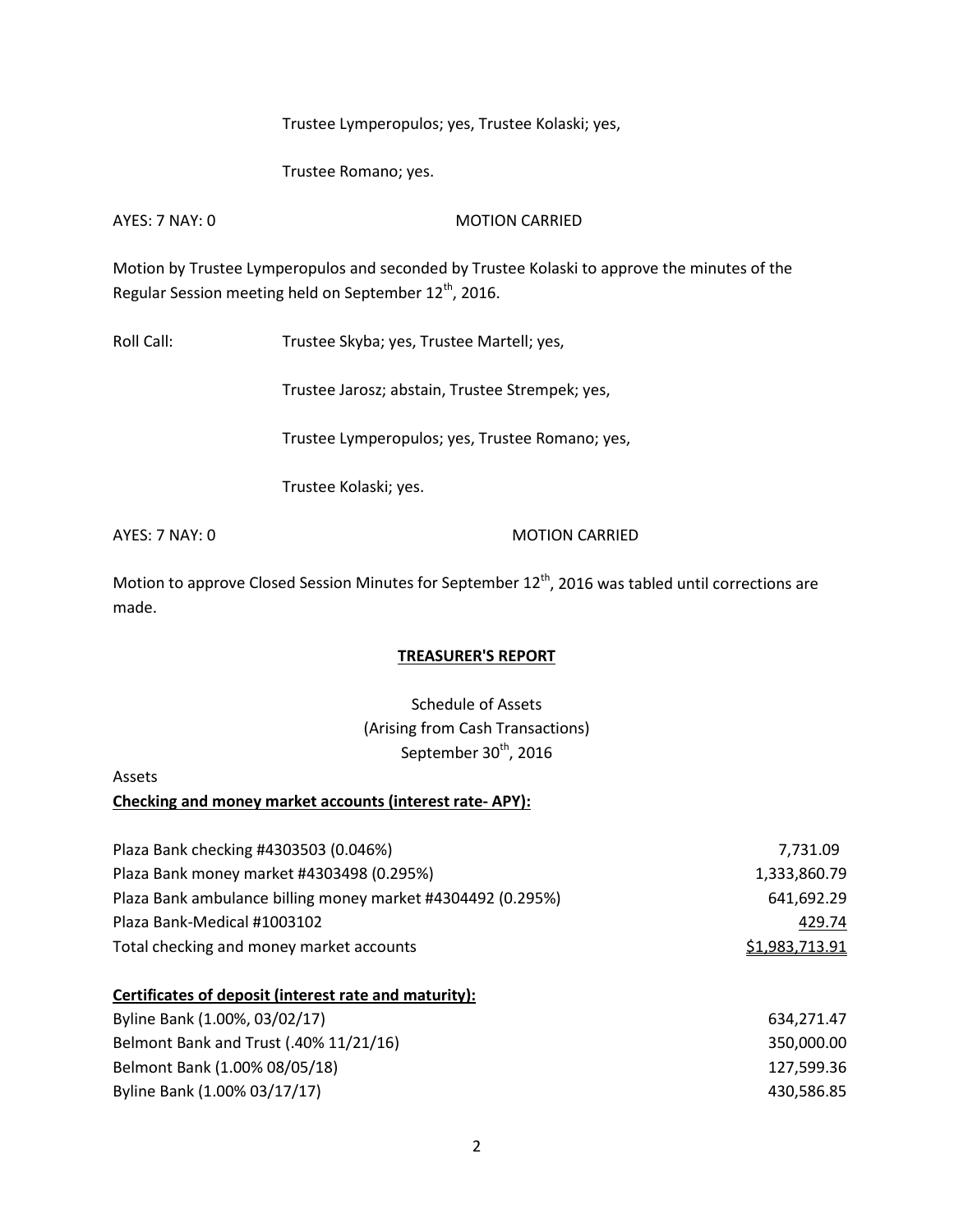Trustee Lymperopulos; yes, Trustee Kolaski; yes,

Trustee Romano; yes.

AYES: 7 NAY: 0 MOTION CARRIED

Motion by Trustee Lymperopulos and seconded by Trustee Kolaski to approve the minutes of the Regular Session meeting held on September 12th, 2016.

Roll Call: Trustee Skyba; yes, Trustee Martell; yes,

Trustee Jarosz; abstain, Trustee Strempek; yes,

Trustee Lymperopulos; yes, Trustee Romano; yes,

Trustee Kolaski; yes.

AYES: 7 NAY: 0 MOTION CARRIED

Motion to approve Closed Session Minutes for September 12th, 2016 was tabled until corrections are made.

## TREASURER'S REPORT

Schedule of Assets
(Arising from Cash Transactions)
September 30th, 2016

Assets

**Checking and money market accounts (interest rate- APY):**

| | |
|---|---|
| Plaza Bank checking #4303503 (0.046%) | 7,731.09 |
| Plaza Bank money market #4303498 (0.295%) | 1,333,860.79 |
| Plaza Bank ambulance billing money market #4304492 (0.295%) | 641,692.29 |
| Plaza Bank-Medical #1003102 | 429.74 |
| Total checking and money market accounts | $1,983,713.91 |

**Certificates of deposit (interest rate and maturity):**

| | |
|---|---|
| Byline Bank (1.00%, 03/02/17) | 634,271.47 |
| Belmont Bank and Trust (.40% 11/21/16) | 350,000.00 |
| Belmont Bank (1.00% 08/05/18) | 127,599.36 |
| Byline Bank (1.00% 03/17/17) | 430,586.85 |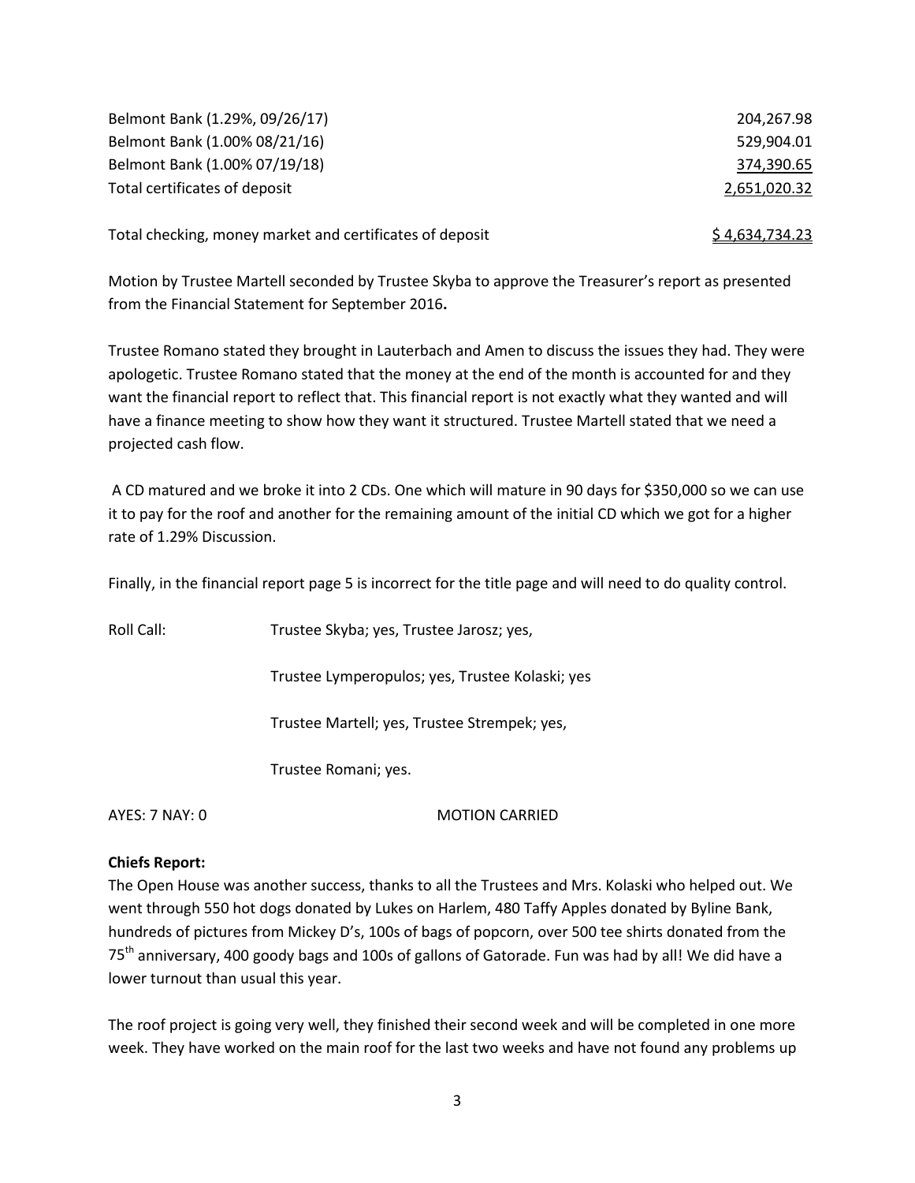| | |
|---|---|
| Belmont Bank (1.29%, 09/26/17) | 204,267.98 |
| Belmont Bank (1.00% 08/21/16) | 529,904.01 |
| Belmont Bank (1.00% 07/19/18) | 374,390.65 |
| Total certificates of deposit | 2,651,020.32 |
| | |
| Total checking, money market and certificates of deposit | $ 4,634,734.23 |

Motion by Trustee Martell seconded by Trustee Skyba to approve the Treasurer's report as presented from the Financial Statement for September 2016**.**

Trustee Romano stated they brought in Lauterbach and Amen to discuss the issues they had. They were apologetic. Trustee Romano stated that the money at the end of the month is accounted for and they want the financial report to reflect that. This financial report is not exactly what they wanted and will have a finance meeting to show how they want it structured. Trustee Martell stated that we need a projected cash flow.

A CD matured and we broke it into 2 CDs. One which will mature in 90 days for $350,000 so we can use it to pay for the roof and another for the remaining amount of the initial CD which we got for a higher rate of 1.29% Discussion.

Finally, in the financial report page 5 is incorrect for the title page and will need to do quality control.

Roll Call: Trustee Skyba; yes, Trustee Jarosz; yes,

Trustee Lymperopulos; yes, Trustee Kolaski; yes

Trustee Martell; yes, Trustee Strempek; yes,

Trustee Romani; yes.

AYES: 7 NAY: 0 MOTION CARRIED

**Chiefs Report:**

The Open House was another success, thanks to all the Trustees and Mrs. Kolaski who helped out. We went through 550 hot dogs donated by Lukes on Harlem, 480 Taffy Apples donated by Byline Bank, hundreds of pictures from Mickey D's, 100s of bags of popcorn, over 500 tee shirts donated from the 75th anniversary, 400 goody bags and 100s of gallons of Gatorade. Fun was had by all! We did have a lower turnout than usual this year.

The roof project is going very well, they finished their second week and will be completed in one more week. They have worked on the main roof for the last two weeks and have not found any problems up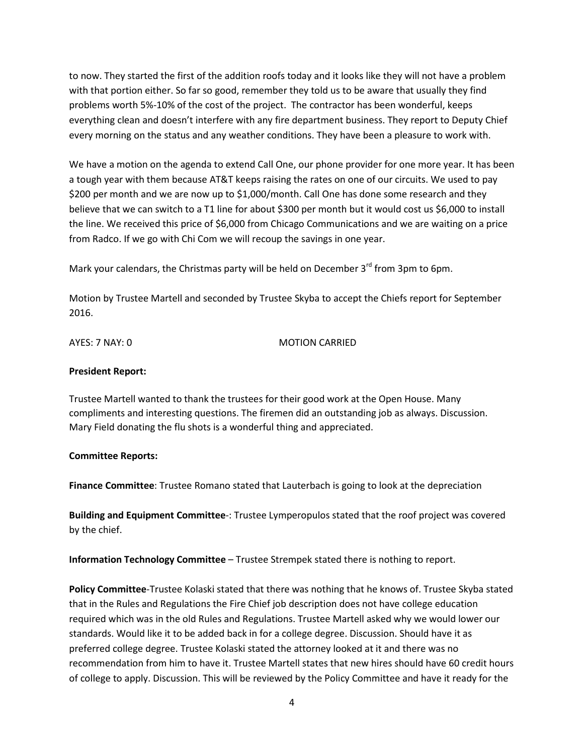to now. They started the first of the addition roofs today and it looks like they will not have a problem with that portion either. So far so good, remember they told us to be aware that usually they find problems worth 5%-10% of the cost of the project. The contractor has been wonderful, keeps everything clean and doesn't interfere with any fire department business. They report to Deputy Chief every morning on the status and any weather conditions. They have been a pleasure to work with.

We have a motion on the agenda to extend Call One, our phone provider for one more year. It has been a tough year with them because AT&T keeps raising the rates on one of our circuits. We used to pay $200 per month and we are now up to $1,000/month. Call One has done some research and they believe that we can switch to a T1 line for about $300 per month but it would cost us $6,000 to install the line. We received this price of $6,000 from Chicago Communications and we are waiting on a price from Radco. If we go with Chi Com we will recoup the savings in one year.

Mark your calendars, the Christmas party will be held on December 3rd from 3pm to 6pm.

Motion by Trustee Martell and seconded by Trustee Skyba to accept the Chiefs report for September 2016.

AYES: 7 NAY: 0 MOTION CARRIED

**President Report:**

Trustee Martell wanted to thank the trustees for their good work at the Open House. Many compliments and interesting questions. The firemen did an outstanding job as always. Discussion. Mary Field donating the flu shots is a wonderful thing and appreciated.

**Committee Reports:**

**Finance Committee**: Trustee Romano stated that Lauterbach is going to look at the depreciation

**Building and Equipment Committee**-: Trustee Lymperopulos stated that the roof project was covered by the chief.

**Information Technology Committee** – Trustee Strempek stated there is nothing to report.

**Policy Committee**-Trustee Kolaski stated that there was nothing that he knows of. Trustee Skyba stated that in the Rules and Regulations the Fire Chief job description does not have college education required which was in the old Rules and Regulations. Trustee Martell asked why we would lower our standards. Would like it to be added back in for a college degree. Discussion. Should have it as preferred college degree. Trustee Kolaski stated the attorney looked at it and there was no recommendation from him to have it. Trustee Martell states that new hires should have 60 credit hours of college to apply. Discussion. This will be reviewed by the Policy Committee and have it ready for the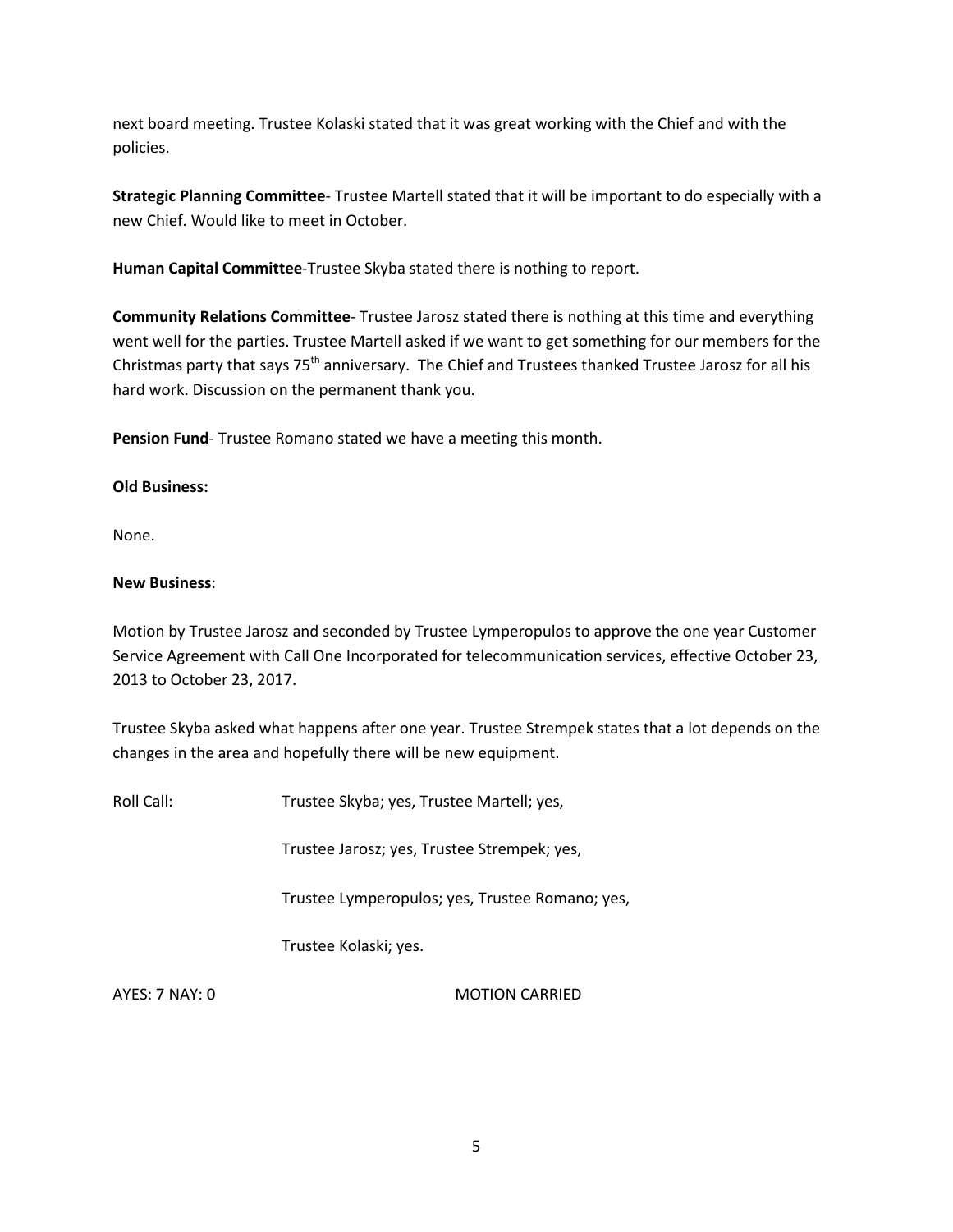next board meeting. Trustee Kolaski stated that it was great working with the Chief and with the policies.

**Strategic Planning Committee**- Trustee Martell stated that it will be important to do especially with a new Chief. Would like to meet in October.

**Human Capital Committee**-Trustee Skyba stated there is nothing to report.

**Community Relations Committee**- Trustee Jarosz stated there is nothing at this time and everything went well for the parties. Trustee Martell asked if we want to get something for our members for the Christmas party that says 75th anniversary. The Chief and Trustees thanked Trustee Jarosz for all his hard work. Discussion on the permanent thank you.

**Pension Fund**- Trustee Romano stated we have a meeting this month.

**Old Business:**

None.

**New Business**:

Motion by Trustee Jarosz and seconded by Trustee Lymperopulos to approve the one year Customer Service Agreement with Call One Incorporated for telecommunication services, effective October 23, 2013 to October 23, 2017.

Trustee Skyba asked what happens after one year. Trustee Strempek states that a lot depends on the changes in the area and hopefully there will be new equipment.

Roll Call: Trustee Skyba; yes, Trustee Martell; yes,

Trustee Jarosz; yes, Trustee Strempek; yes,

Trustee Lymperopulos; yes, Trustee Romano; yes,

Trustee Kolaski; yes.

AYES: 7 NAY: 0 MOTION CARRIED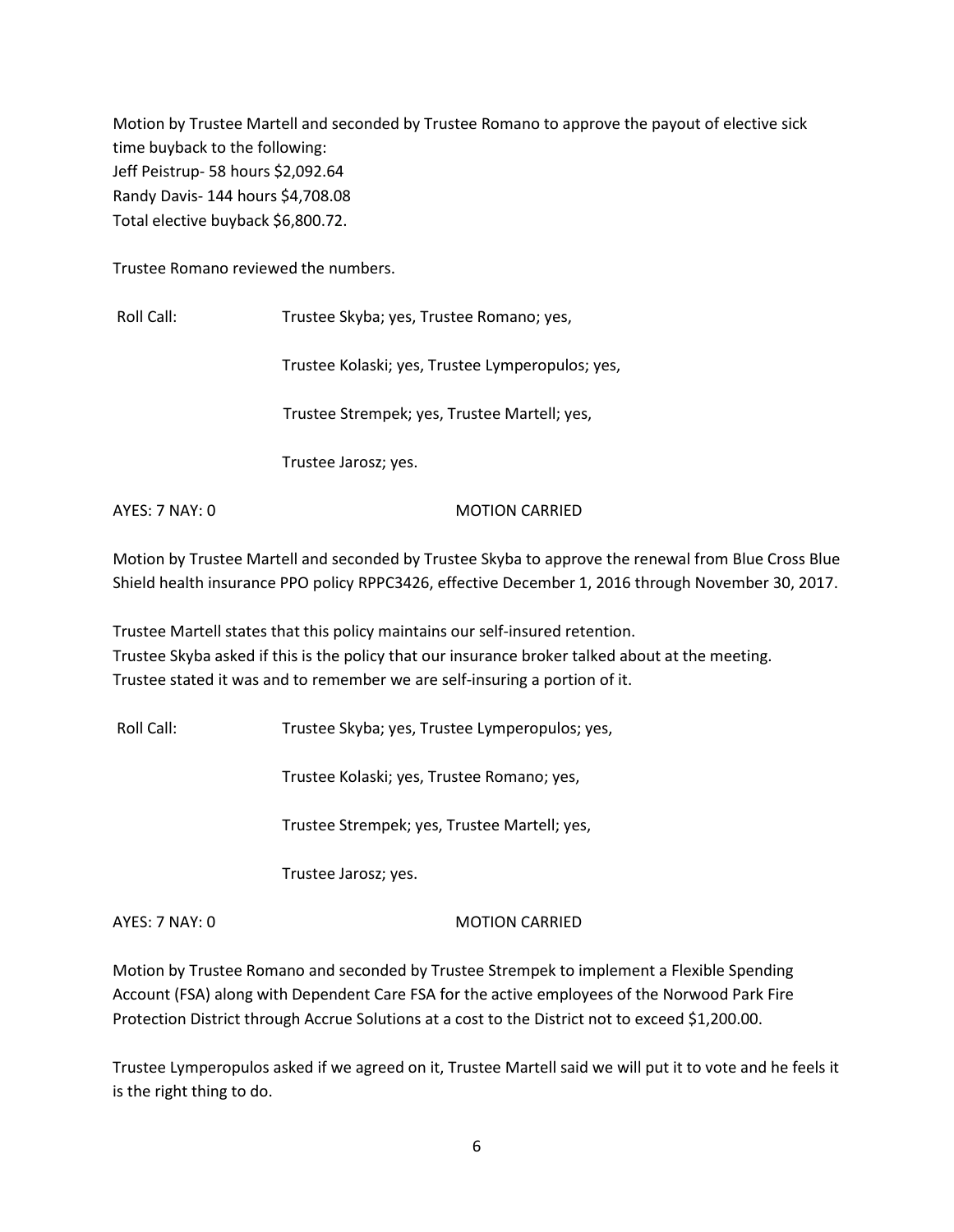Motion by Trustee Martell and seconded by Trustee Romano to approve the payout of elective sick time buyback to the following:
Jeff Peistrup- 58 hours $2,092.64
Randy Davis- 144 hours $4,708.08
Total elective buyback $6,800.72.

Trustee Romano reviewed the numbers.

Roll Call: Trustee Skyba; yes, Trustee Romano; yes,

Trustee Kolaski; yes, Trustee Lymperopulos; yes,

Trustee Strempek; yes, Trustee Martell; yes,

Trustee Jarosz; yes.

AYES: 7 NAY: 0 MOTION CARRIED

Motion by Trustee Martell and seconded by Trustee Skyba to approve the renewal from Blue Cross Blue Shield health insurance PPO policy RPPC3426, effective December 1, 2016 through November 30, 2017.

Trustee Martell states that this policy maintains our self-insured retention.
Trustee Skyba asked if this is the policy that our insurance broker talked about at the meeting.
Trustee stated it was and to remember we are self-insuring a portion of it.

Roll Call: Trustee Skyba; yes, Trustee Lymperopulos; yes,

Trustee Kolaski; yes, Trustee Romano; yes,

Trustee Strempek; yes, Trustee Martell; yes,

Trustee Jarosz; yes.

AYES: 7 NAY: 0 MOTION CARRIED

Motion by Trustee Romano and seconded by Trustee Strempek to implement a Flexible Spending Account (FSA) along with Dependent Care FSA for the active employees of the Norwood Park Fire Protection District through Accrue Solutions at a cost to the District not to exceed $1,200.00.

Trustee Lymperopulos asked if we agreed on it, Trustee Martell said we will put it to vote and he feels it is the right thing to do.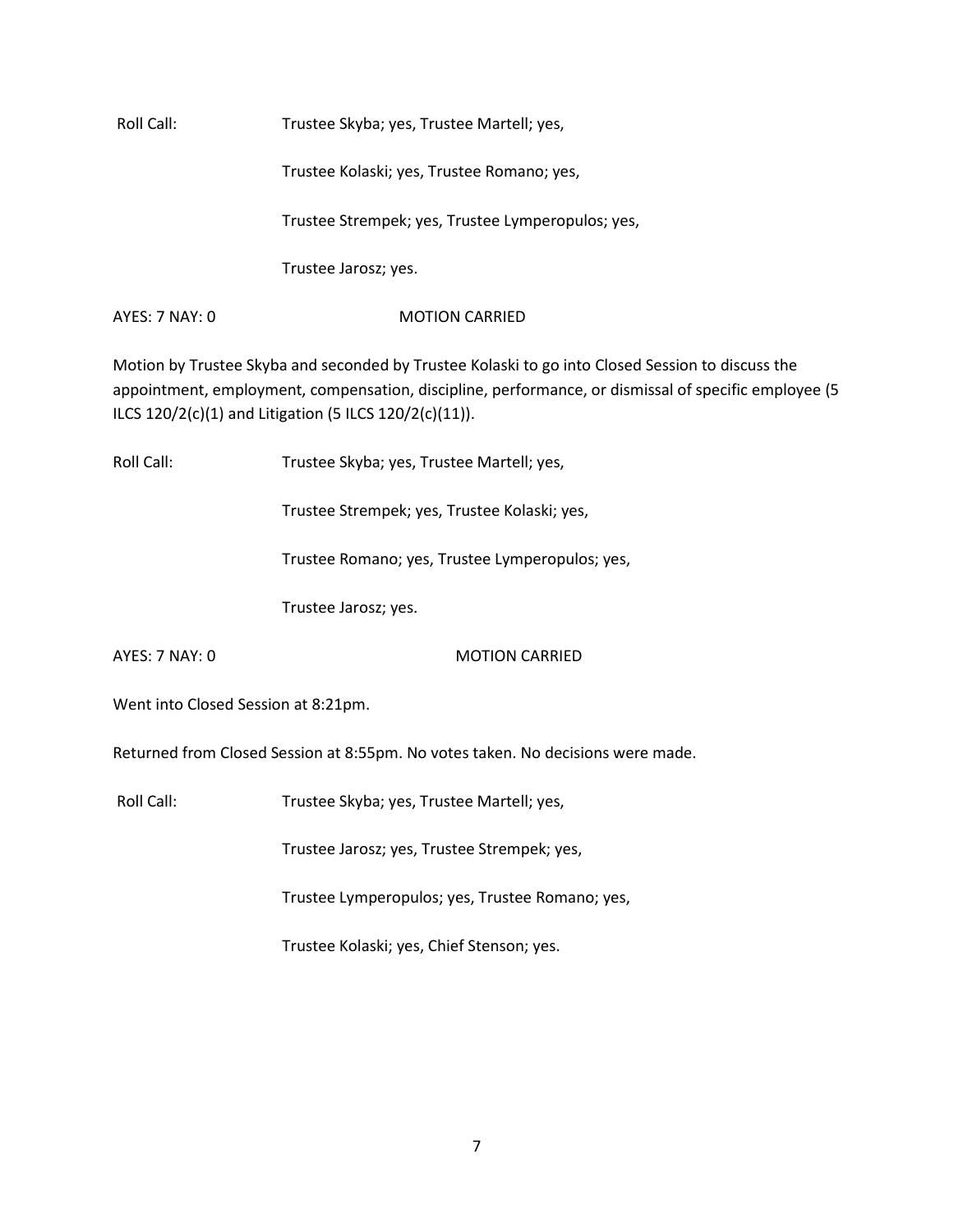Roll Call: Trustee Skyba; yes, Trustee Martell; yes,

Trustee Kolaski; yes, Trustee Romano; yes,

Trustee Strempek; yes, Trustee Lymperopulos; yes,

Trustee Jarosz; yes.

AYES: 7 NAY: 0 MOTION CARRIED

Motion by Trustee Skyba and seconded by Trustee Kolaski to go into Closed Session to discuss the appointment, employment, compensation, discipline, performance, or dismissal of specific employee (5 ILCS 120/2(c)(1) and Litigation (5 ILCS 120/2(c)(11)).

Roll Call: Trustee Skyba; yes, Trustee Martell; yes,

Trustee Strempek; yes, Trustee Kolaski; yes,

Trustee Romano; yes, Trustee Lymperopulos; yes,

Trustee Jarosz; yes.

AYES: 7 NAY: 0 MOTION CARRIED

Went into Closed Session at 8:21pm.

Returned from Closed Session at 8:55pm. No votes taken. No decisions were made.

Roll Call: Trustee Skyba; yes, Trustee Martell; yes,

Trustee Jarosz; yes, Trustee Strempek; yes,

Trustee Lymperopulos; yes, Trustee Romano; yes,

Trustee Kolaski; yes, Chief Stenson; yes.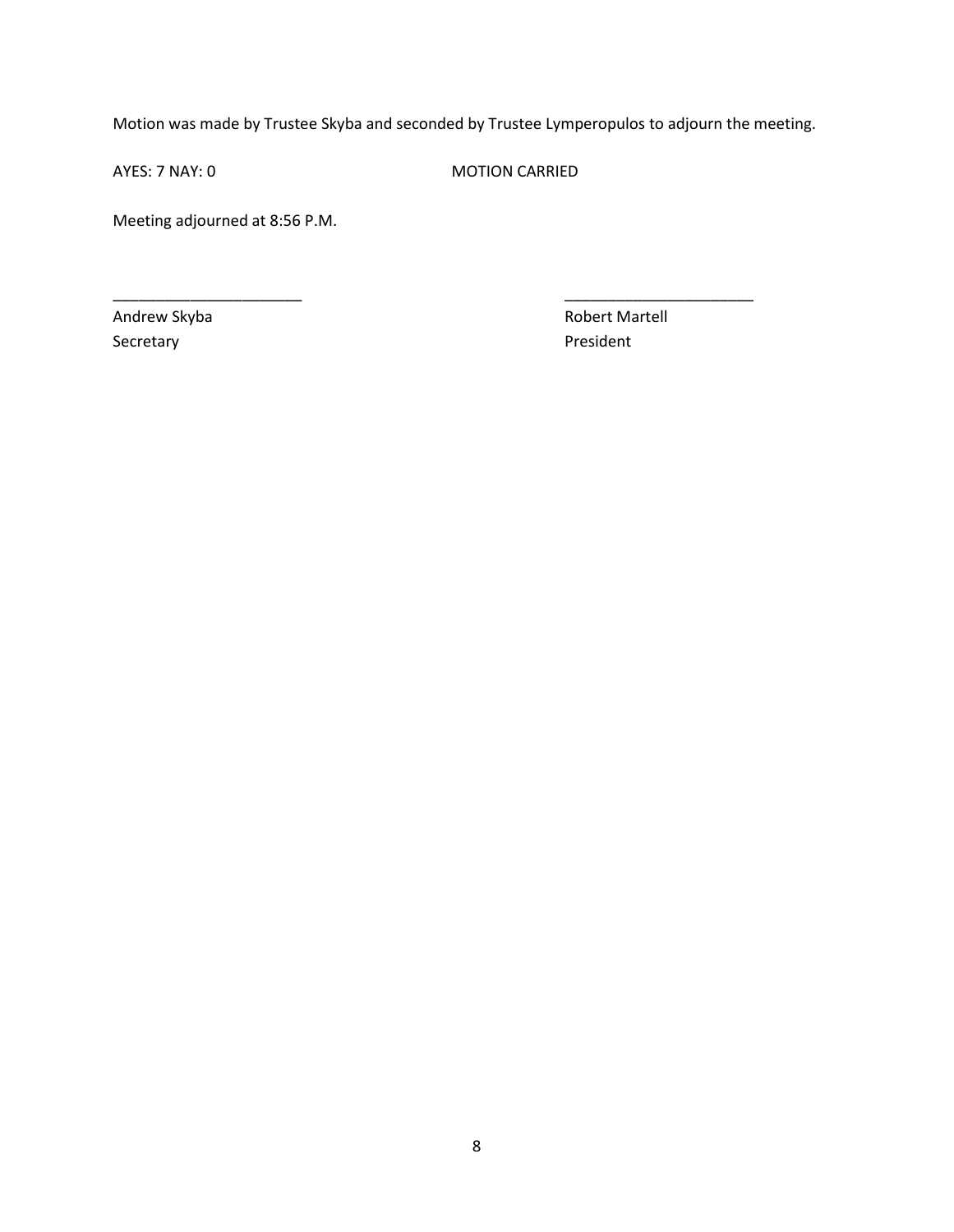Motion was made by Trustee Skyba and seconded by Trustee Lymperopulos to adjourn the meeting.

AYES: 7 NAY: 0 MOTION CARRIED

Meeting adjourned at 8:56 P.M.

______________________ ______________________

Andrew Skyba Robert Martell
Secretary President